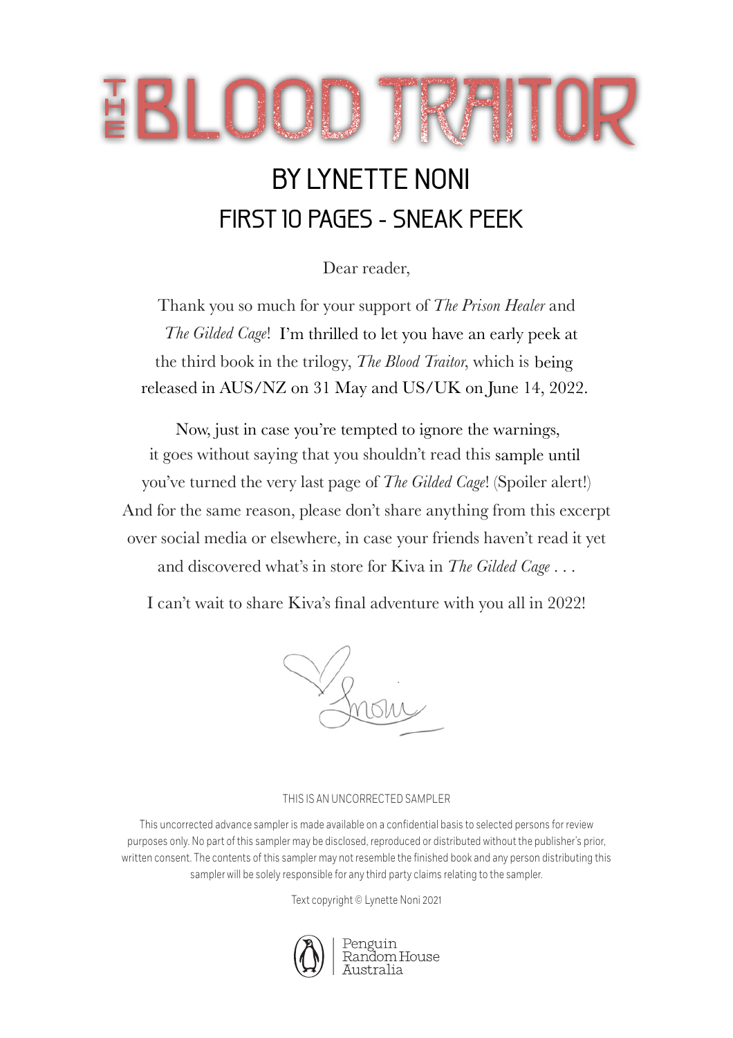# THE BLOOD TRAITOR

## BY LYNETTE NONI

## FIRST 10 PAGES - SNEAK PEEK

Dear reader,

Thank you so much for your support of *The Prison Healer* and *The Gilded Cage*! I'm thrilled to let you have an early peek at the third book in the trilogy, *The Blood Traitor*, which is being released in AUS/NZ on 31 May and US/UK on June 14, 2022.

Now, just in case you're tempted to ignore the warnings, it goes without saying that you shouldn't read this sample until you've turned the very last page of *The Gilded Cage*! (Spoiler alert!) And for the same reason, please don't share anything from this excerpt over social media or elsewhere, in case your friends haven't read it yet and discovered what's in store for Kiva in *The Gilded Cage* . . .

I can't wait to share Kiva's final adventure with you all in 2022!

Noni

THIS IS AN UNCORRECTED SAMPLER

This uncorrected advance sampler is made available on a confidential basis to selected persons for review purposes only. No part of this sampler may be disclosed, reproduced or distributed without the publisher's prior, written consent. The contents of this sampler may not resemble the finished book and any person distributing this sampler will be solely responsible for any third party claims relating to the sampler.

Text copyright © Lynette Noni 2021

Penguin Random House Australia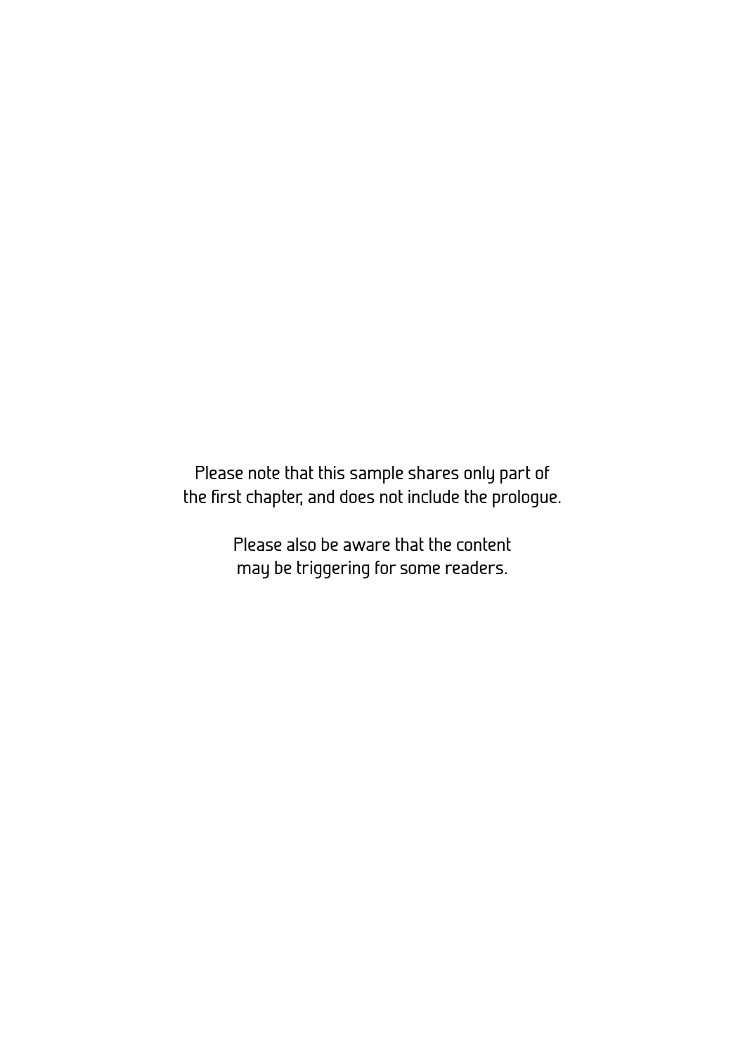Please note that this sample shares only part of the first chapter, and does not include the prologue.

Please also be aware that the content may be triggering for some readers.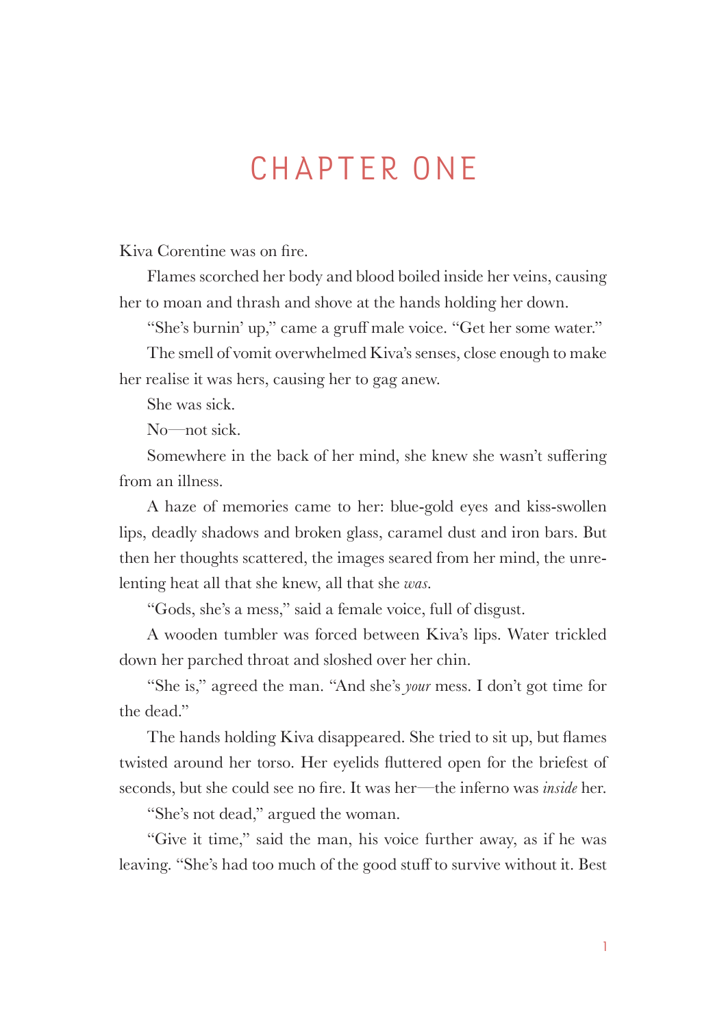# CHAPTER ONE

Kiva Corentine was on fire.

Flames scorched her body and blood boiled inside her veins, causing her to moan and thrash and shove at the hands holding her down.

"She's burnin' up," came a gruff male voice. "Get her some water."

The smell of vomit overwhelmed Kiva's senses, close enough to make her realise it was hers, causing her to gag anew.

She was sick.

No—not sick.

Somewhere in the back of her mind, she knew she wasn't suffering from an illness.

A haze of memories came to her: blue-gold eyes and kiss-swollen lips, deadly shadows and broken glass, caramel dust and iron bars. But then her thoughts scattered, the images seared from her mind, the unrelenting heat all that she knew, all that she *was*.

"Gods, she's a mess," said a female voice, full of disgust.

A wooden tumbler was forced between Kiva's lips. Water trickled down her parched throat and sloshed over her chin.

"She is," agreed the man. "And she's *your* mess. I don't got time for the dead."

The hands holding Kiva disappeared. She tried to sit up, but flames twisted around her torso. Her eyelids fluttered open for the briefest of seconds, but she could see no fire. It was her—the inferno was *inside* her.

"She's not dead," argued the woman.

"Give it time," said the man, his voice further away, as if he was leaving. "She's had too much of the good stuff to survive without it. Best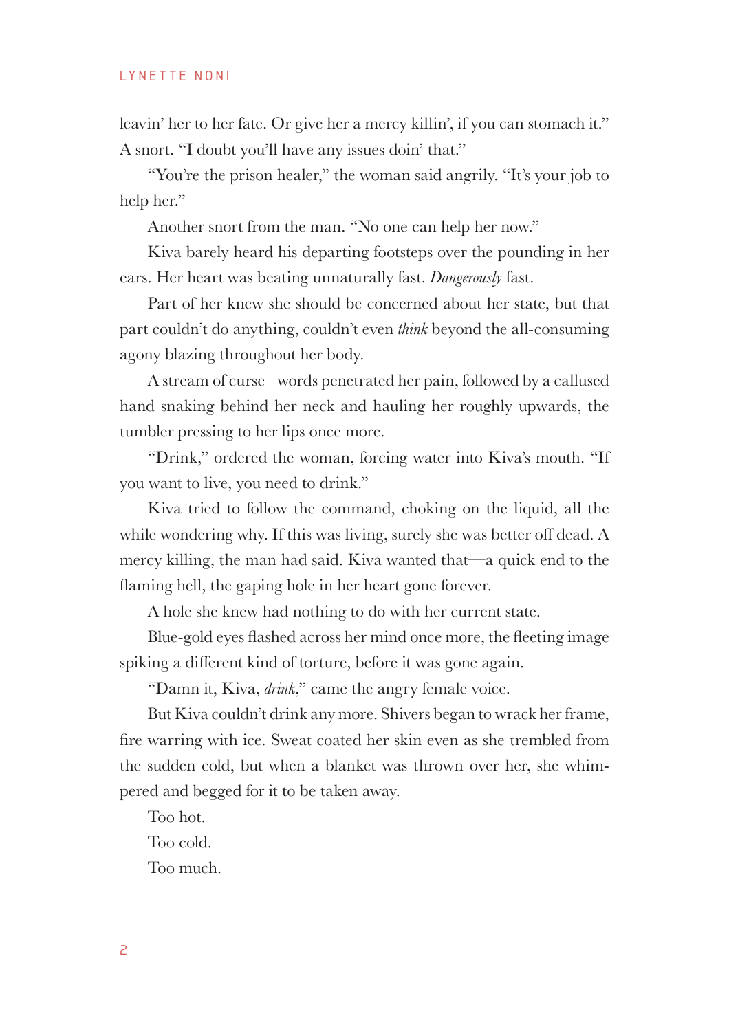leavin' her to her fate. Or give her a mercy killin', if you can stomach it." A snort. "I doubt you'll have any issues doin' that."

"You're the prison healer," the woman said angrily. "It's your job to help her."

Another snort from the man. "No one can help her now."

Kiva barely heard his departing footsteps over the pounding in her ears. Her heart was beating unnaturally fast. *Dangerously* fast.

Part of her knew she should be concerned about her state, but that part couldn't do anything, couldn't even *think* beyond the all-consuming agony blazing throughout her body.

A stream of curse words penetrated her pain, followed by a callused hand snaking behind her neck and hauling her roughly upwards, the tumbler pressing to her lips once more.

"Drink," ordered the woman, forcing water into Kiva's mouth. "If you want to live, you need to drink."

Kiva tried to follow the command, choking on the liquid, all the while wondering why. If this was living, surely she was better off dead. A mercy killing, the man had said. Kiva wanted that—a quick end to the flaming hell, the gaping hole in her heart gone forever.

A hole she knew had nothing to do with her current state.

Blue-gold eyes flashed across her mind once more, the fleeting image spiking a different kind of torture, before it was gone again.

"Damn it, Kiva, *drink*," came the angry female voice.

But Kiva couldn't drink any more. Shivers began to wrack her frame, fire warring with ice. Sweat coated her skin even as she trembled from the sudden cold, but when a blanket was thrown over her, she whimpered and begged for it to be taken away.

Too hot.

Too cold.

Too much.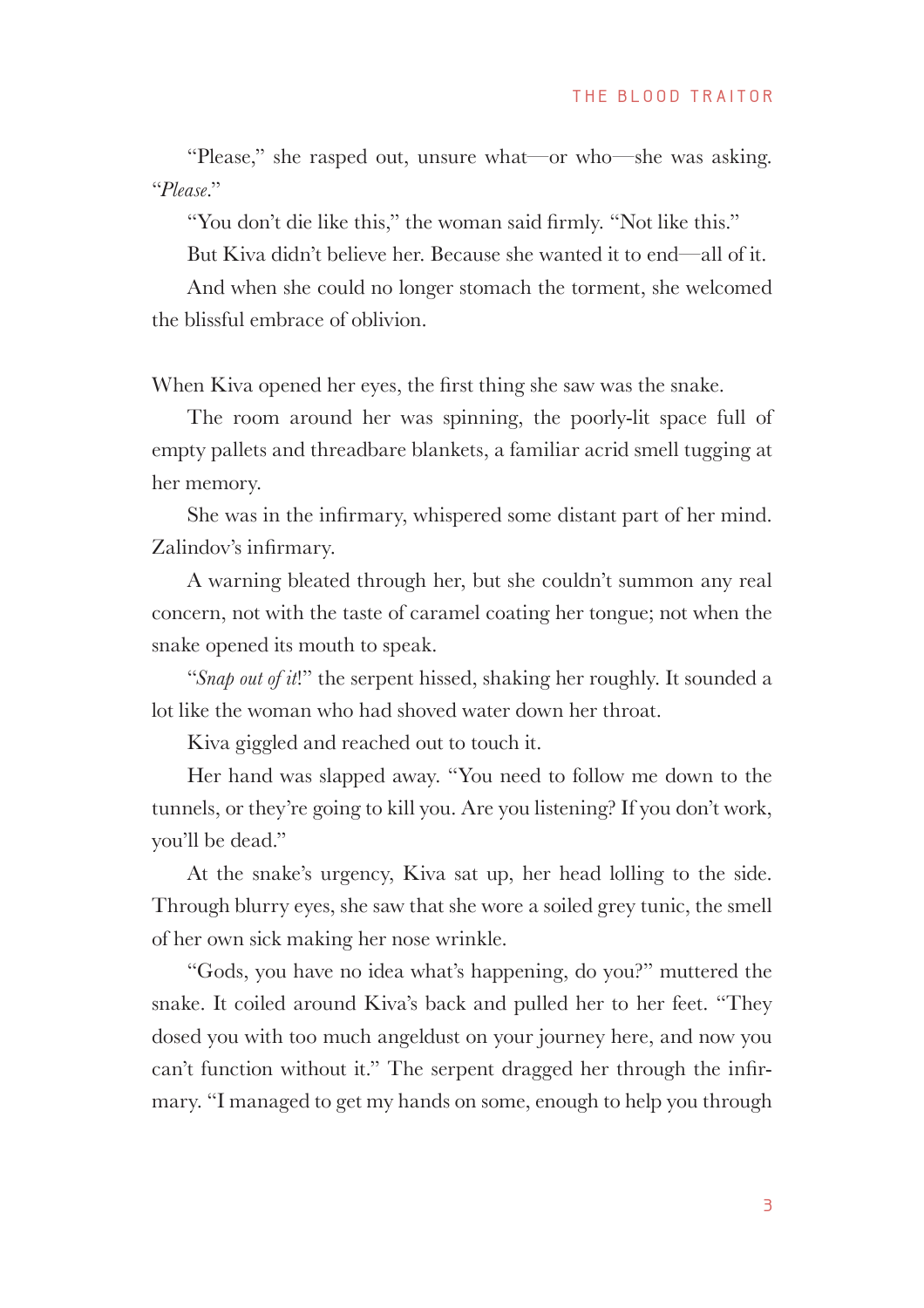"Please," she rasped out, unsure what—or who—she was asking. "*Please*."

"You don't die like this," the woman said firmly. "Not like this."

But Kiva didn't believe her. Because she wanted it to end—all of it.

And when she could no longer stomach the torment, she welcomed the blissful embrace of oblivion.

When Kiva opened her eyes, the first thing she saw was the snake.

The room around her was spinning, the poorly-lit space full of empty pallets and threadbare blankets, a familiar acrid smell tugging at her memory.

She was in the infirmary, whispered some distant part of her mind. Zalindov's infirmary.

A warning bleated through her, but she couldn't summon any real concern, not with the taste of caramel coating her tongue; not when the snake opened its mouth to speak.

"*Snap out of it*!" the serpent hissed, shaking her roughly. It sounded a lot like the woman who had shoved water down her throat.

Kiva giggled and reached out to touch it.

Her hand was slapped away. "You need to follow me down to the tunnels, or they're going to kill you. Are you listening? If you don't work, you'll be dead."

At the snake's urgency, Kiva sat up, her head lolling to the side. Through blurry eyes, she saw that she wore a soiled grey tunic, the smell of her own sick making her nose wrinkle.

"Gods, you have no idea what's happening, do you?" muttered the snake. It coiled around Kiva's back and pulled her to her feet. "They dosed you with too much angeldust on your journey here, and now you can't function without it." The serpent dragged her through the infirmary. "I managed to get my hands on some, enough to help you through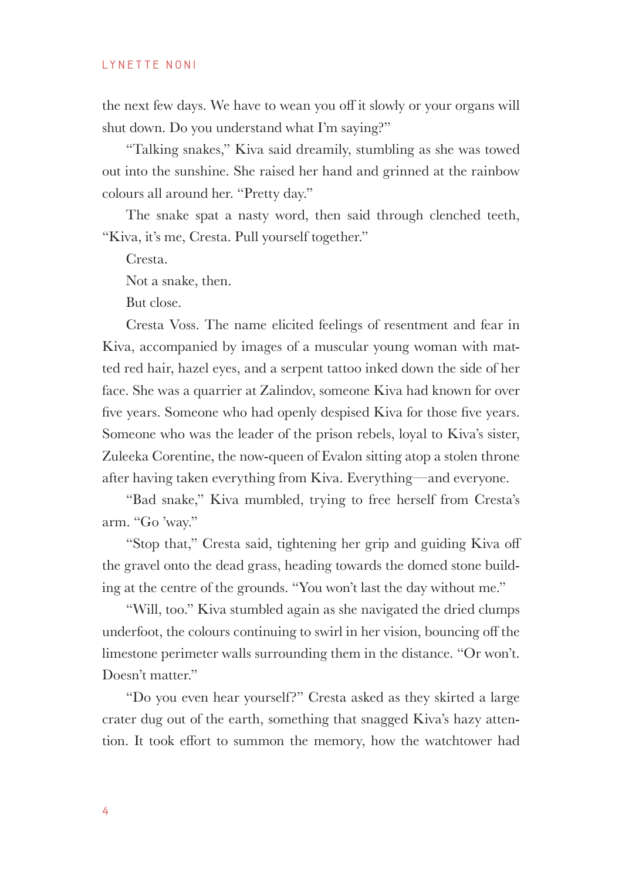the next few days. We have to wean you off it slowly or your organs will shut down. Do you understand what I'm saying?"

"Talking snakes," Kiva said dreamily, stumbling as she was towed out into the sunshine. She raised her hand and grinned at the rainbow colours all around her. "Pretty day."

The snake spat a nasty word, then said through clenched teeth, "Kiva, it's me, Cresta. Pull yourself together."

Cresta.

Not a snake, then.

But close.

Cresta Voss. The name elicited feelings of resentment and fear in Kiva, accompanied by images of a muscular young woman with matted red hair, hazel eyes, and a serpent tattoo inked down the side of her face. She was a quarrier at Zalindov, someone Kiva had known for over five years. Someone who had openly despised Kiva for those five years. Someone who was the leader of the prison rebels, loyal to Kiva's sister, Zuleeka Corentine, the now-queen of Evalon sitting atop a stolen throne after having taken everything from Kiva. Everything—and everyone.

"Bad snake," Kiva mumbled, trying to free herself from Cresta's arm. "Go 'way."

"Stop that," Cresta said, tightening her grip and guiding Kiva off the gravel onto the dead grass, heading towards the domed stone building at the centre of the grounds. "You won't last the day without me."

"Will, too." Kiva stumbled again as she navigated the dried clumps underfoot, the colours continuing to swirl in her vision, bouncing off the limestone perimeter walls surrounding them in the distance. "Or won't. Doesn't matter."

"Do you even hear yourself?" Cresta asked as they skirted a large crater dug out of the earth, something that snagged Kiva's hazy attention. It took effort to summon the memory, how the watchtower had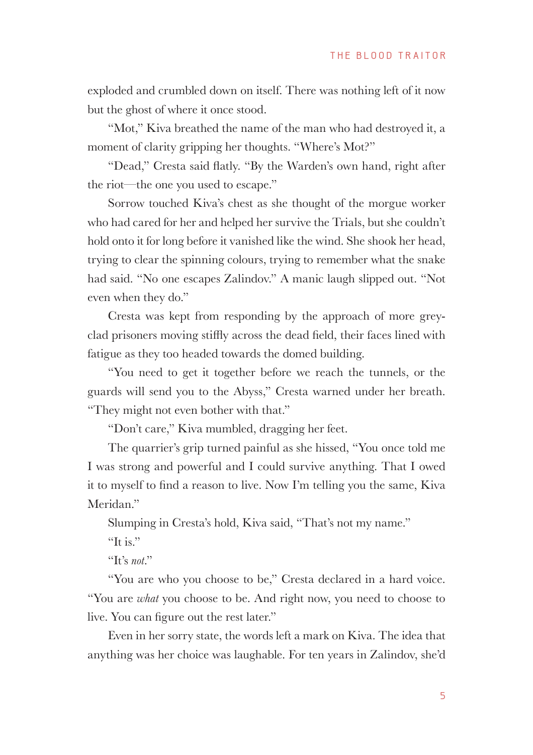exploded and crumbled down on itself. There was nothing left of it now but the ghost of where it once stood.

"Mot," Kiva breathed the name of the man who had destroyed it, a moment of clarity gripping her thoughts. "Where's Mot?"

"Dead," Cresta said flatly. "By the Warden's own hand, right after the riot—the one you used to escape."

Sorrow touched Kiva's chest as she thought of the morgue worker who had cared for her and helped her survive the Trials, but she couldn't hold onto it for long before it vanished like the wind. She shook her head, trying to clear the spinning colours, trying to remember what the snake had said. "No one escapes Zalindov." A manic laugh slipped out. "Not even when they do."

Cresta was kept from responding by the approach of more grey-clad prisoners moving stiffly across the dead field, their faces lined with fatigue as they too headed towards the domed building.

"You need to get it together before we reach the tunnels, or the guards will send you to the Abyss," Cresta warned under her breath. "They might not even bother with that."

"Don't care," Kiva mumbled, dragging her feet.

The quarrier's grip turned painful as she hissed, "You once told me I was strong and powerful and I could survive anything. That I owed it to myself to find a reason to live. Now I'm telling you the same, Kiva Meridan."

Slumping in Cresta's hold, Kiva said, "That's not my name."

"It is."

"It's *not*."

"You are who you choose to be," Cresta declared in a hard voice. "You are *what* you choose to be. And right now, you need to choose to live. You can figure out the rest later."

Even in her sorry state, the words left a mark on Kiva. The idea that anything was her choice was laughable. For ten years in Zalindov, she'd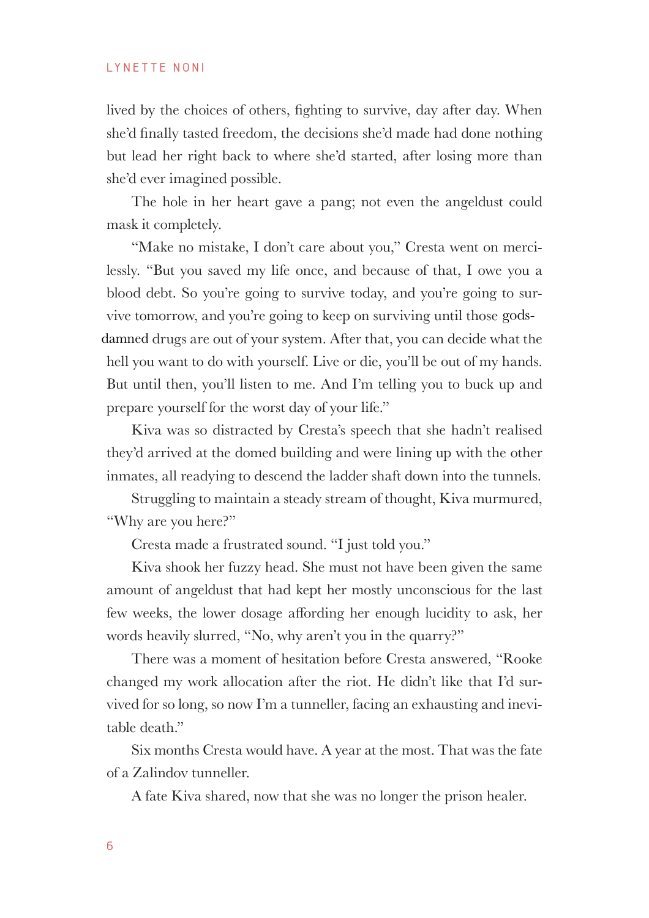lived by the choices of others, fighting to survive, day after day. When she'd finally tasted freedom, the decisions she'd made had done nothing but lead her right back to where she'd started, after losing more than she'd ever imagined possible.

The hole in her heart gave a pang; not even the angeldust could mask it completely.

"Make no mistake, I don't care about you," Cresta went on mercilessly. "But you saved my life once, and because of that, I owe you a blood debt. So you're going to survive today, and you're going to survive tomorrow, and you're going to keep on surviving until those gods-damned drugs are out of your system. After that, you can decide what the hell you want to do with yourself. Live or die, you'll be out of my hands. But until then, you'll listen to me. And I'm telling you to buck up and prepare yourself for the worst day of your life."

Kiva was so distracted by Cresta's speech that she hadn't realised they'd arrived at the domed building and were lining up with the other inmates, all readying to descend the ladder shaft down into the tunnels.

Struggling to maintain a steady stream of thought, Kiva murmured, "Why are you here?"

Cresta made a frustrated sound. "I just told you."

Kiva shook her fuzzy head. She must not have been given the same amount of angeldust that had kept her mostly unconscious for the last few weeks, the lower dosage affording her enough lucidity to ask, her words heavily slurred, "No, why aren't you in the quarry?"

There was a moment of hesitation before Cresta answered, "Rooke changed my work allocation after the riot. He didn't like that I'd survived for so long, so now I'm a tunneller, facing an exhausting and inevitable death."

Six months Cresta would have. A year at the most. That was the fate of a Zalindov tunneller.

A fate Kiva shared, now that she was no longer the prison healer.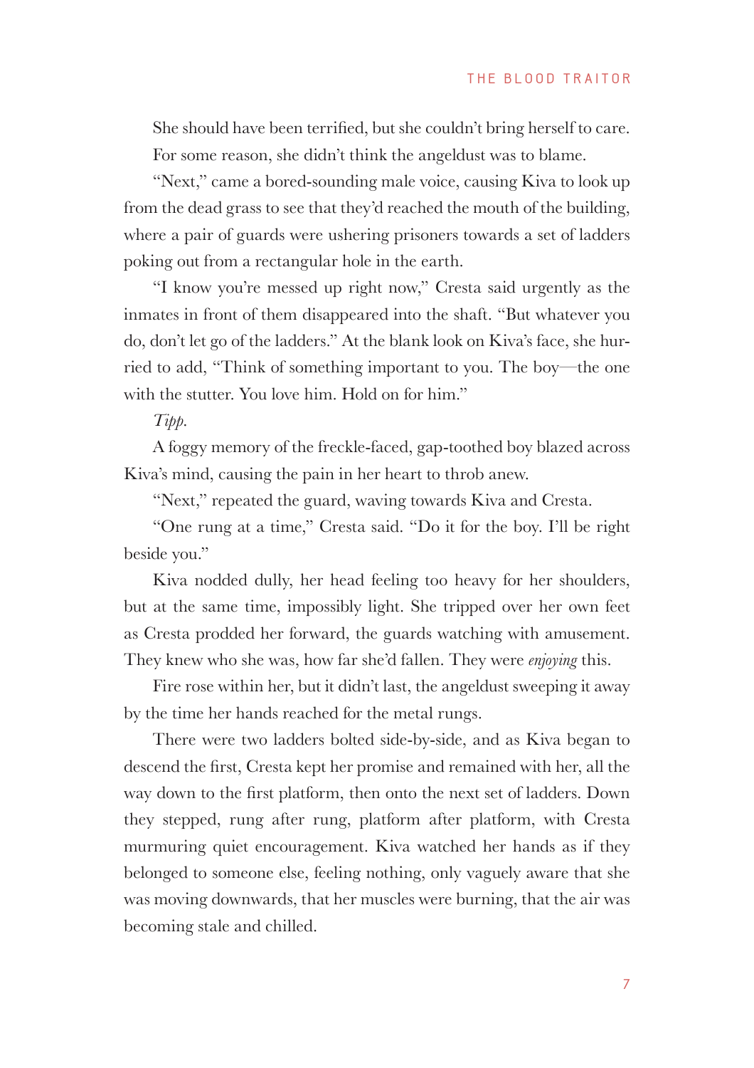She should have been terrified, but she couldn't bring herself to care. For some reason, she didn't think the angeldust was to blame.

"Next," came a bored-sounding male voice, causing Kiva to look up from the dead grass to see that they'd reached the mouth of the building, where a pair of guards were ushering prisoners towards a set of ladders poking out from a rectangular hole in the earth.

"I know you're messed up right now," Cresta said urgently as the inmates in front of them disappeared into the shaft. "But whatever you do, don't let go of the ladders." At the blank look on Kiva's face, she hurried to add, "Think of something important to you. The boy—the one with the stutter. You love him. Hold on for him."

*Tipp.*

A foggy memory of the freckle-faced, gap-toothed boy blazed across Kiva's mind, causing the pain in her heart to throb anew.

"Next," repeated the guard, waving towards Kiva and Cresta.

"One rung at a time," Cresta said. "Do it for the boy. I'll be right beside you."

Kiva nodded dully, her head feeling too heavy for her shoulders, but at the same time, impossibly light. She tripped over her own feet as Cresta prodded her forward, the guards watching with amusement. They knew who she was, how far she'd fallen. They were *enjoying* this.

Fire rose within her, but it didn't last, the angeldust sweeping it away by the time her hands reached for the metal rungs.

There were two ladders bolted side-by-side, and as Kiva began to descend the first, Cresta kept her promise and remained with her, all the way down to the first platform, then onto the next set of ladders. Down they stepped, rung after rung, platform after platform, with Cresta murmuring quiet encouragement. Kiva watched her hands as if they belonged to someone else, feeling nothing, only vaguely aware that she was moving downwards, that her muscles were burning, that the air was becoming stale and chilled.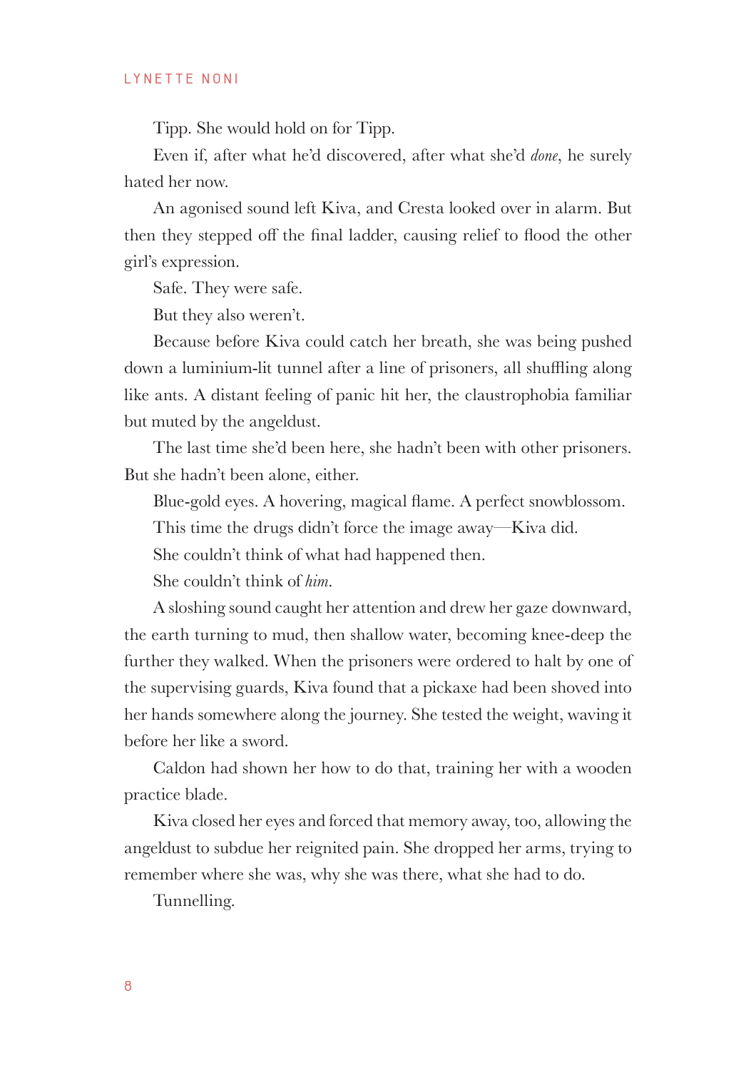Tipp. She would hold on for Tipp.

Even if, after what he'd discovered, after what she'd *done*, he surely hated her now.

An agonised sound left Kiva, and Cresta looked over in alarm. But then they stepped off the final ladder, causing relief to flood the other girl's expression.

Safe. They were safe.

But they also weren't.

Because before Kiva could catch her breath, she was being pushed down a luminium-lit tunnel after a line of prisoners, all shuffling along like ants. A distant feeling of panic hit her, the claustrophobia familiar but muted by the angeldust.

The last time she'd been here, she hadn't been with other prisoners. But she hadn't been alone, either.

Blue-gold eyes. A hovering, magical flame. A perfect snowblossom.

This time the drugs didn't force the image away—Kiva did.

She couldn't think of what had happened then.

She couldn't think of *him*.

A sloshing sound caught her attention and drew her gaze downward, the earth turning to mud, then shallow water, becoming knee-deep the further they walked. When the prisoners were ordered to halt by one of the supervising guards, Kiva found that a pickaxe had been shoved into her hands somewhere along the journey. She tested the weight, waving it before her like a sword.

Caldon had shown her how to do that, training her with a wooden practice blade.

Kiva closed her eyes and forced that memory away, too, allowing the angeldust to subdue her reignited pain. She dropped her arms, trying to remember where she was, why she was there, what she had to do.

Tunnelling.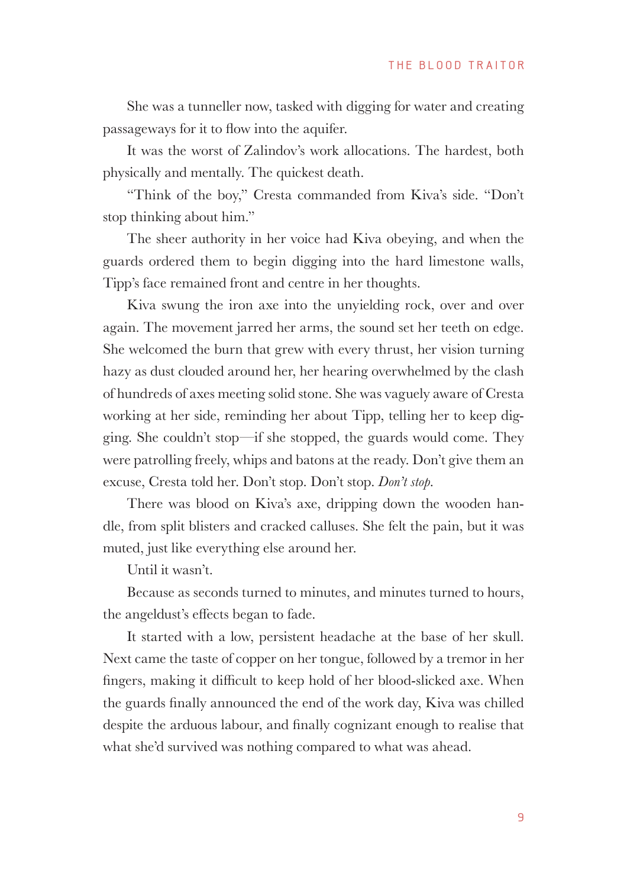She was a tunneller now, tasked with digging for water and creating passageways for it to flow into the aquifer.

It was the worst of Zalindov's work allocations. The hardest, both physically and mentally. The quickest death.

"Think of the boy," Cresta commanded from Kiva's side. "Don't stop thinking about him."

The sheer authority in her voice had Kiva obeying, and when the guards ordered them to begin digging into the hard limestone walls, Tipp's face remained front and centre in her thoughts.

Kiva swung the iron axe into the unyielding rock, over and over again. The movement jarred her arms, the sound set her teeth on edge. She welcomed the burn that grew with every thrust, her vision turning hazy as dust clouded around her, her hearing overwhelmed by the clash of hundreds of axes meeting solid stone. She was vaguely aware of Cresta working at her side, reminding her about Tipp, telling her to keep digging. She couldn't stop—if she stopped, the guards would come. They were patrolling freely, whips and batons at the ready. Don't give them an excuse, Cresta told her. Don't stop. Don't stop. *Don't stop.*

There was blood on Kiva's axe, dripping down the wooden handle, from split blisters and cracked calluses. She felt the pain, but it was muted, just like everything else around her.

Until it wasn't.

Because as seconds turned to minutes, and minutes turned to hours, the angeldust's effects began to fade.

It started with a low, persistent headache at the base of her skull. Next came the taste of copper on her tongue, followed by a tremor in her fingers, making it difficult to keep hold of her blood-slicked axe. When the guards finally announced the end of the work day, Kiva was chilled despite the arduous labour, and finally cognizant enough to realise that what she'd survived was nothing compared to what was ahead.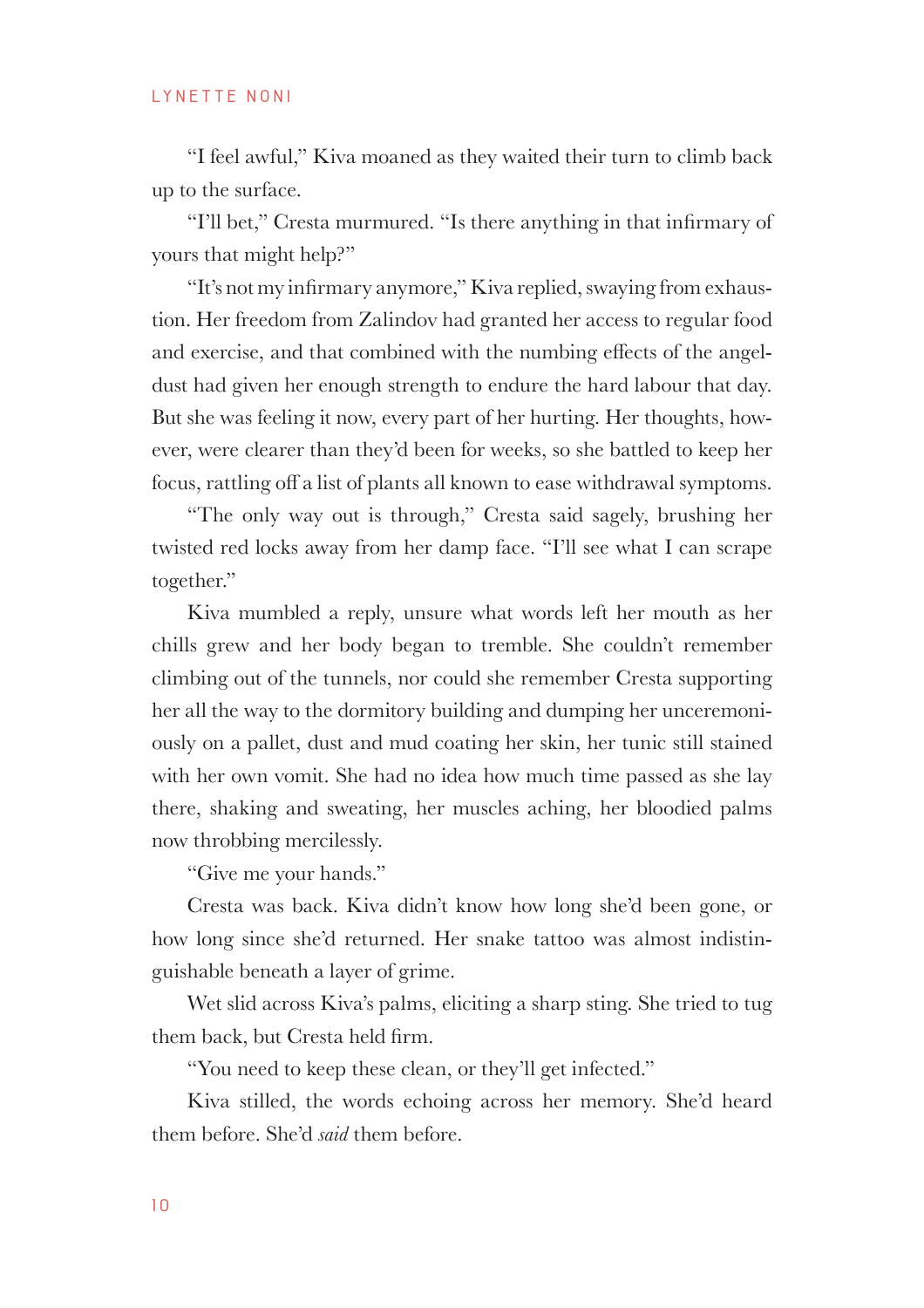"I feel awful," Kiva moaned as they waited their turn to climb back up to the surface.

"I'll bet," Cresta murmured. "Is there anything in that infirmary of yours that might help?"

"It's not my infirmary anymore," Kiva replied, swaying from exhaustion. Her freedom from Zalindov had granted her access to regular food and exercise, and that combined with the numbing effects of the angeldust had given her enough strength to endure the hard labour that day. But she was feeling it now, every part of her hurting. Her thoughts, however, were clearer than they'd been for weeks, so she battled to keep her focus, rattling off a list of plants all known to ease withdrawal symptoms.

"The only way out is through," Cresta said sagely, brushing her twisted red locks away from her damp face. "I'll see what I can scrape together."

Kiva mumbled a reply, unsure what words left her mouth as her chills grew and her body began to tremble. She couldn't remember climbing out of the tunnels, nor could she remember Cresta supporting her all the way to the dormitory building and dumping her unceremoniously on a pallet, dust and mud coating her skin, her tunic still stained with her own vomit. She had no idea how much time passed as she lay there, shaking and sweating, her muscles aching, her bloodied palms now throbbing mercilessly.

"Give me your hands."

Cresta was back. Kiva didn't know how long she'd been gone, or how long since she'd returned. Her snake tattoo was almost indistinguishable beneath a layer of grime.

Wet slid across Kiva's palms, eliciting a sharp sting. She tried to tug them back, but Cresta held firm.

"You need to keep these clean, or they'll get infected."

Kiva stilled, the words echoing across her memory. She'd heard them before. She'd *said* them before.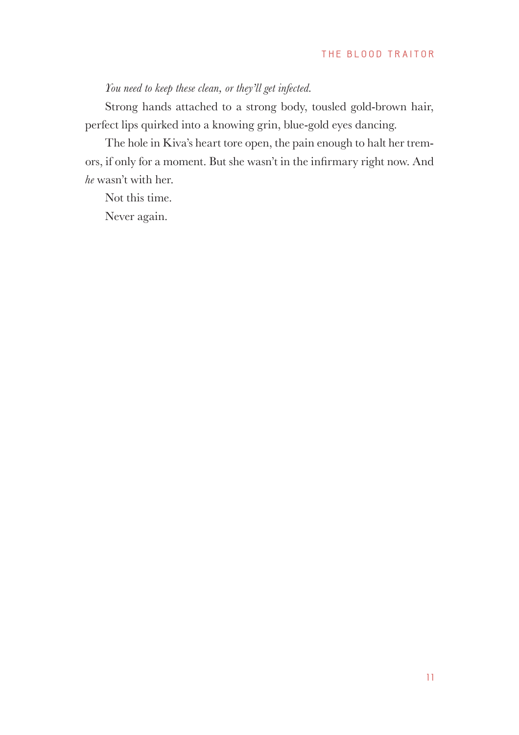*You need to keep these clean, or they'll get infected.*

Strong hands attached to a strong body, tousled gold-brown hair, perfect lips quirked into a knowing grin, blue-gold eyes dancing.

The hole in Kiva's heart tore open, the pain enough to halt her tremors, if only for a moment. But she wasn't in the infirmary right now. And *he* wasn't with her.

Not this time.

Never again.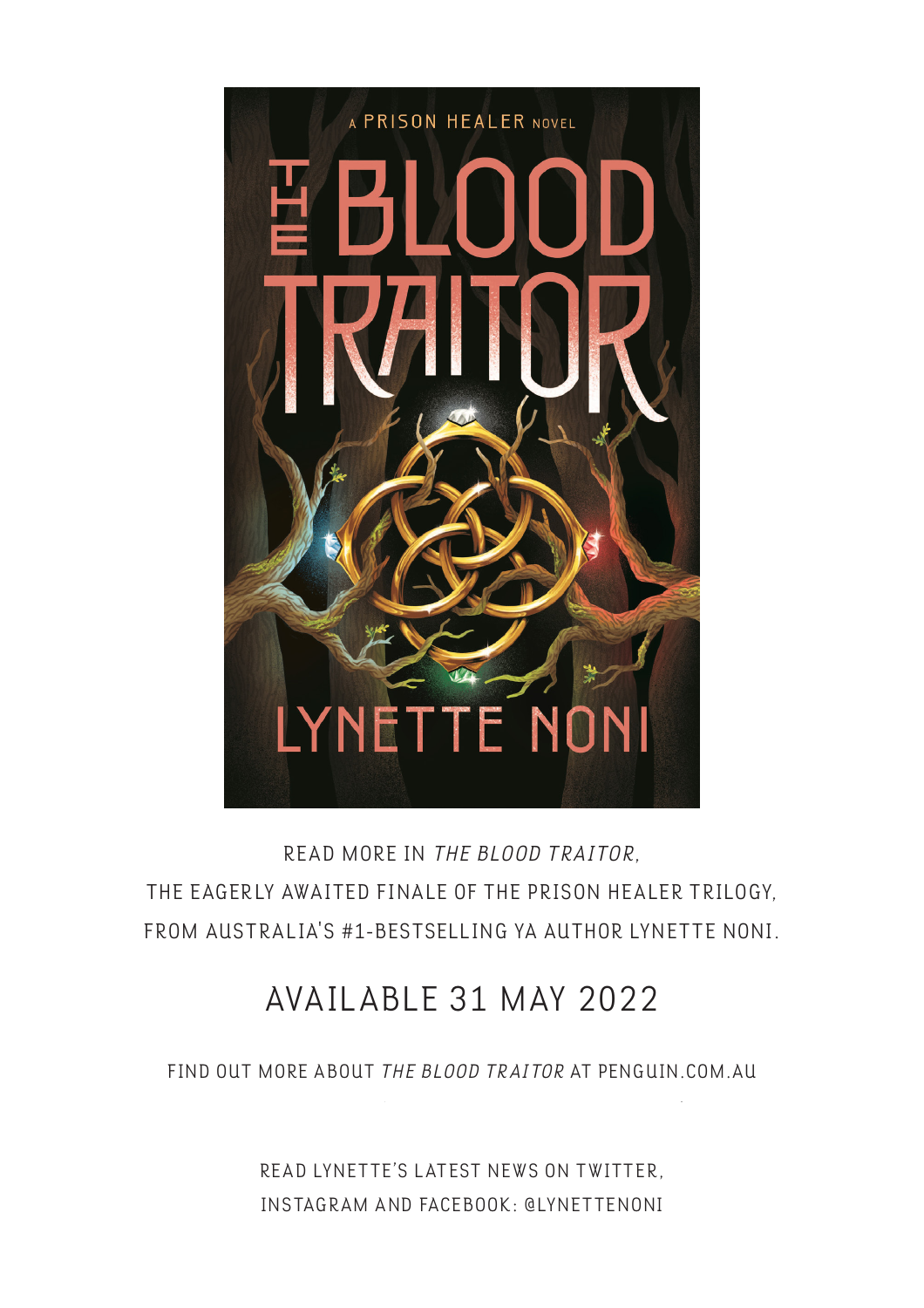READ MORE IN *THE BLOOD TRAITOR*,

THE EAGERLY AWAITED FINALE OF THE PRISON HEALER TRILOGY,

FROM AUSTRALIA'S #1-BESTSELLING YA AUTHOR LYNETTE NONI.

## AVAILABLE 31 MAY 2022

FIND OUT MORE ABOUT *THE BLOOD TRAITOR* AT PENGUIN.COM.AU

READ LYNETTE'S LATEST NEWS ON TWITTER,
INSTAGRAM AND FACEBOOK: @LYNETTENONI